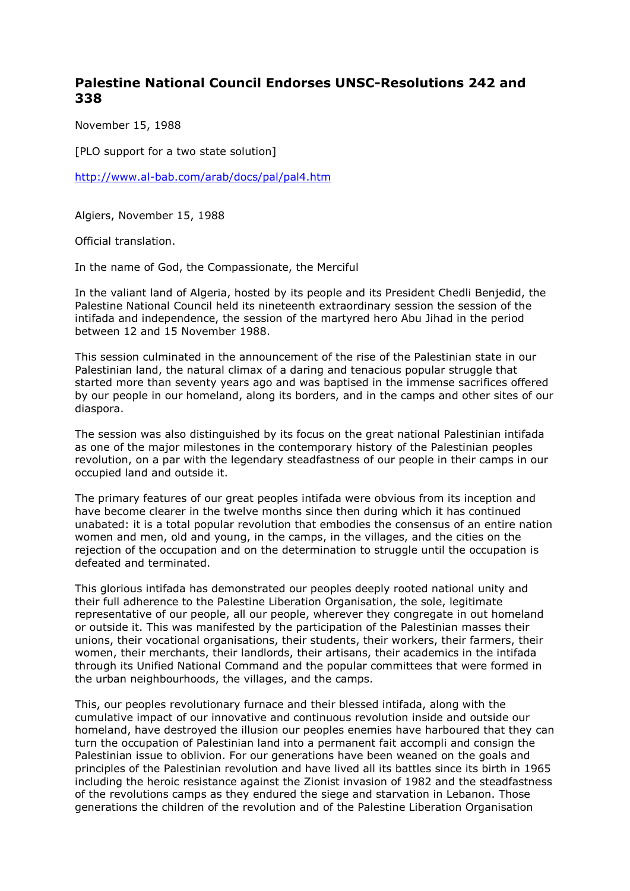# Palestine National Council Endorses UNSC-Resolutions 242 and 338

November 15, 1988

[PLO support for a two state solution]

http://www.al-bab.com/arab/docs/pal/pal4.htm

Algiers, November 15, 1988

Official translation.

In the name of God, the Compassionate, the Merciful

In the valiant land of Algeria, hosted by its people and its President Chedli Benjedid, the Palestine National Council held its nineteenth extraordinary session the session of the intifada and independence, the session of the martyred hero Abu Jihad in the period between 12 and 15 November 1988.

This session culminated in the announcement of the rise of the Palestinian state in our Palestinian land, the natural climax of a daring and tenacious popular struggle that started more than seventy years ago and was baptised in the immense sacrifices offered by our people in our homeland, along its borders, and in the camps and other sites of our diaspora.

The session was also distinguished by its focus on the great national Palestinian intifada as one of the major milestones in the contemporary history of the Palestinian peoples revolution, on a par with the legendary steadfastness of our people in their camps in our occupied land and outside it.

The primary features of our great peoples intifada were obvious from its inception and have become clearer in the twelve months since then during which it has continued unabated: it is a total popular revolution that embodies the consensus of an entire nation women and men, old and young, in the camps, in the villages, and the cities on the rejection of the occupation and on the determination to struggle until the occupation is defeated and terminated.

This glorious intifada has demonstrated our peoples deeply rooted national unity and their full adherence to the Palestine Liberation Organisation, the sole, legitimate representative of our people, all our people, wherever they congregate in out homeland or outside it. This was manifested by the participation of the Palestinian masses their unions, their vocational organisations, their students, their workers, their farmers, their women, their merchants, their landlords, their artisans, their academics in the intifada through its Unified National Command and the popular committees that were formed in the urban neighbourhoods, the villages, and the camps.

This, our peoples revolutionary furnace and their blessed intifada, along with the cumulative impact of our innovative and continuous revolution inside and outside our homeland, have destroyed the illusion our peoples enemies have harboured that they can turn the occupation of Palestinian land into a permanent fait accompli and consign the Palestinian issue to oblivion. For our generations have been weaned on the goals and principles of the Palestinian revolution and have lived all its battles since its birth in 1965 including the heroic resistance against the Zionist invasion of 1982 and the steadfastness of the revolutions camps as they endured the siege and starvation in Lebanon. Those generations the children of the revolution and of the Palestine Liberation Organisation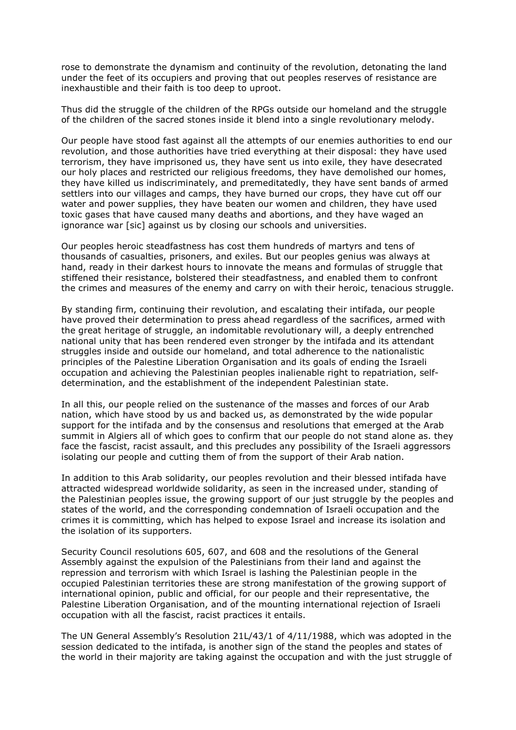rose to demonstrate the dynamism and continuity of the revolution, detonating the land under the feet of its occupiers and proving that out peoples reserves of resistance are inexhaustible and their faith is too deep to uproot.

Thus did the struggle of the children of the RPGs outside our homeland and the struggle of the children of the sacred stones inside it blend into a single revolutionary melody.

Our people have stood fast against all the attempts of our enemies authorities to end our revolution, and those authorities have tried everything at their disposal: they have used terrorism, they have imprisoned us, they have sent us into exile, they have desecrated our holy places and restricted our religious freedoms, they have demolished our homes, they have killed us indiscriminately, and premeditatedly, they have sent bands of armed settlers into our villages and camps, they have burned our crops, they have cut off our water and power supplies, they have beaten our women and children, they have used toxic gases that have caused many deaths and abortions, and they have waged an ignorance war [sic] against us by closing our schools and universities.

Our peoples heroic steadfastness has cost them hundreds of martyrs and tens of thousands of casualties, prisoners, and exiles. But our peoples genius was always at hand, ready in their darkest hours to innovate the means and formulas of struggle that stiffened their resistance, bolstered their steadfastness, and enabled them to confront the crimes and measures of the enemy and carry on with their heroic, tenacious struggle.

By standing firm, continuing their revolution, and escalating their intifada, our people have proved their determination to press ahead regardless of the sacrifices, armed with the great heritage of struggle, an indomitable revolutionary will, a deeply entrenched national unity that has been rendered even stronger by the intifada and its attendant struggles inside and outside our homeland, and total adherence to the nationalistic principles of the Palestine Liberation Organisation and its goals of ending the Israeli occupation and achieving the Palestinian peoples inalienable right to repatriation, self-determination, and the establishment of the independent Palestinian state.

In all this, our people relied on the sustenance of the masses and forces of our Arab nation, which have stood by us and backed us, as demonstrated by the wide popular support for the intifada and by the consensus and resolutions that emerged at the Arab summit in Algiers all of which goes to confirm that our people do not stand alone as. they face the fascist, racist assault, and this precludes any possibility of the Israeli aggressors isolating our people and cutting them of from the support of their Arab nation.

In addition to this Arab solidarity, our peoples revolution and their blessed intifada have attracted widespread worldwide solidarity, as seen in the increased under, standing of the Palestinian peoples issue, the growing support of our just struggle by the peoples and states of the world, and the corresponding condemnation of Israeli occupation and the crimes it is committing, which has helped to expose Israel and increase its isolation and the isolation of its supporters.

Security Council resolutions 605, 607, and 608 and the resolutions of the General Assembly against the expulsion of the Palestinians from their land and against the repression and terrorism with which Israel is lashing the Palestinian people in the occupied Palestinian territories these are strong manifestation of the growing support of international opinion, public and official, for our people and their representative, the Palestine Liberation Organisation, and of the mounting international rejection of Israeli occupation with all the fascist, racist practices it entails.

The UN General Assembly's Resolution 21L/43/1 of 4/11/1988, which was adopted in the session dedicated to the intifada, is another sign of the stand the peoples and states of the world in their majority are taking against the occupation and with the just struggle of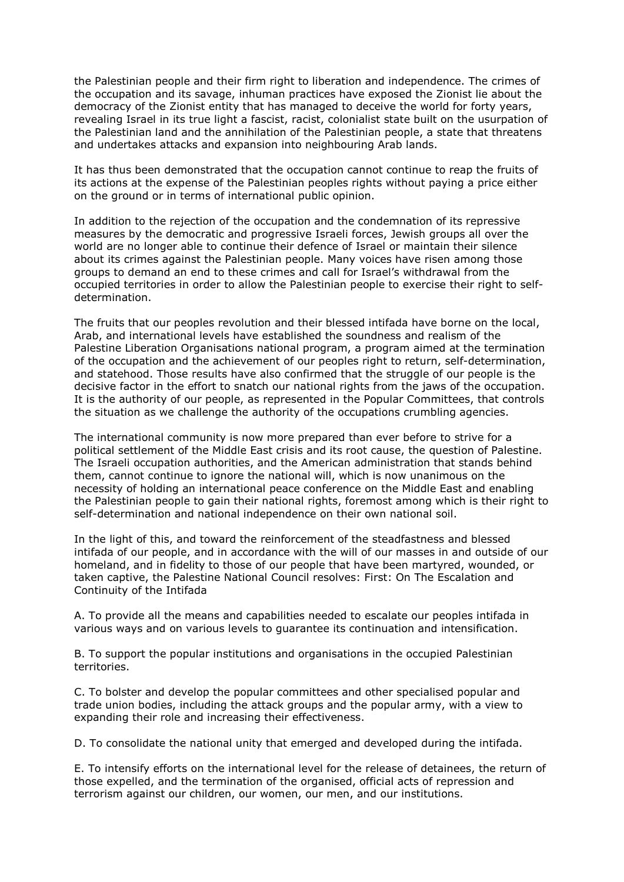the Palestinian people and their firm right to liberation and independence. The crimes of the occupation and its savage, inhuman practices have exposed the Zionist lie about the democracy of the Zionist entity that has managed to deceive the world for forty years, revealing Israel in its true light a fascist, racist, colonialist state built on the usurpation of the Palestinian land and the annihilation of the Palestinian people, a state that threatens and undertakes attacks and expansion into neighbouring Arab lands.

It has thus been demonstrated that the occupation cannot continue to reap the fruits of its actions at the expense of the Palestinian peoples rights without paying a price either on the ground or in terms of international public opinion.

In addition to the rejection of the occupation and the condemnation of its repressive measures by the democratic and progressive Israeli forces, Jewish groups all over the world are no longer able to continue their defence of Israel or maintain their silence about its crimes against the Palestinian people. Many voices have risen among those groups to demand an end to these crimes and call for Israel's withdrawal from the occupied territories in order to allow the Palestinian people to exercise their right to self-determination.

The fruits that our peoples revolution and their blessed intifada have borne on the local, Arab, and international levels have established the soundness and realism of the Palestine Liberation Organisations national program, a program aimed at the termination of the occupation and the achievement of our peoples right to return, self-determination, and statehood. Those results have also confirmed that the struggle of our people is the decisive factor in the effort to snatch our national rights from the jaws of the occupation. It is the authority of our people, as represented in the Popular Committees, that controls the situation as we challenge the authority of the occupations crumbling agencies.

The international community is now more prepared than ever before to strive for a political settlement of the Middle East crisis and its root cause, the question of Palestine. The Israeli occupation authorities, and the American administration that stands behind them, cannot continue to ignore the national will, which is now unanimous on the necessity of holding an international peace conference on the Middle East and enabling the Palestinian people to gain their national rights, foremost among which is their right to self-determination and national independence on their own national soil.

In the light of this, and toward the reinforcement of the steadfastness and blessed intifada of our people, and in accordance with the will of our masses in and outside of our homeland, and in fidelity to those of our people that have been martyred, wounded, or taken captive, the Palestine National Council resolves: First: On The Escalation and Continuity of the Intifada

A. To provide all the means and capabilities needed to escalate our peoples intifada in various ways and on various levels to guarantee its continuation and intensification.

B. To support the popular institutions and organisations in the occupied Palestinian territories.

C. To bolster and develop the popular committees and other specialised popular and trade union bodies, including the attack groups and the popular army, with a view to expanding their role and increasing their effectiveness.

D. To consolidate the national unity that emerged and developed during the intifada.

E. To intensify efforts on the international level for the release of detainees, the return of those expelled, and the termination of the organised, official acts of repression and terrorism against our children, our women, our men, and our institutions.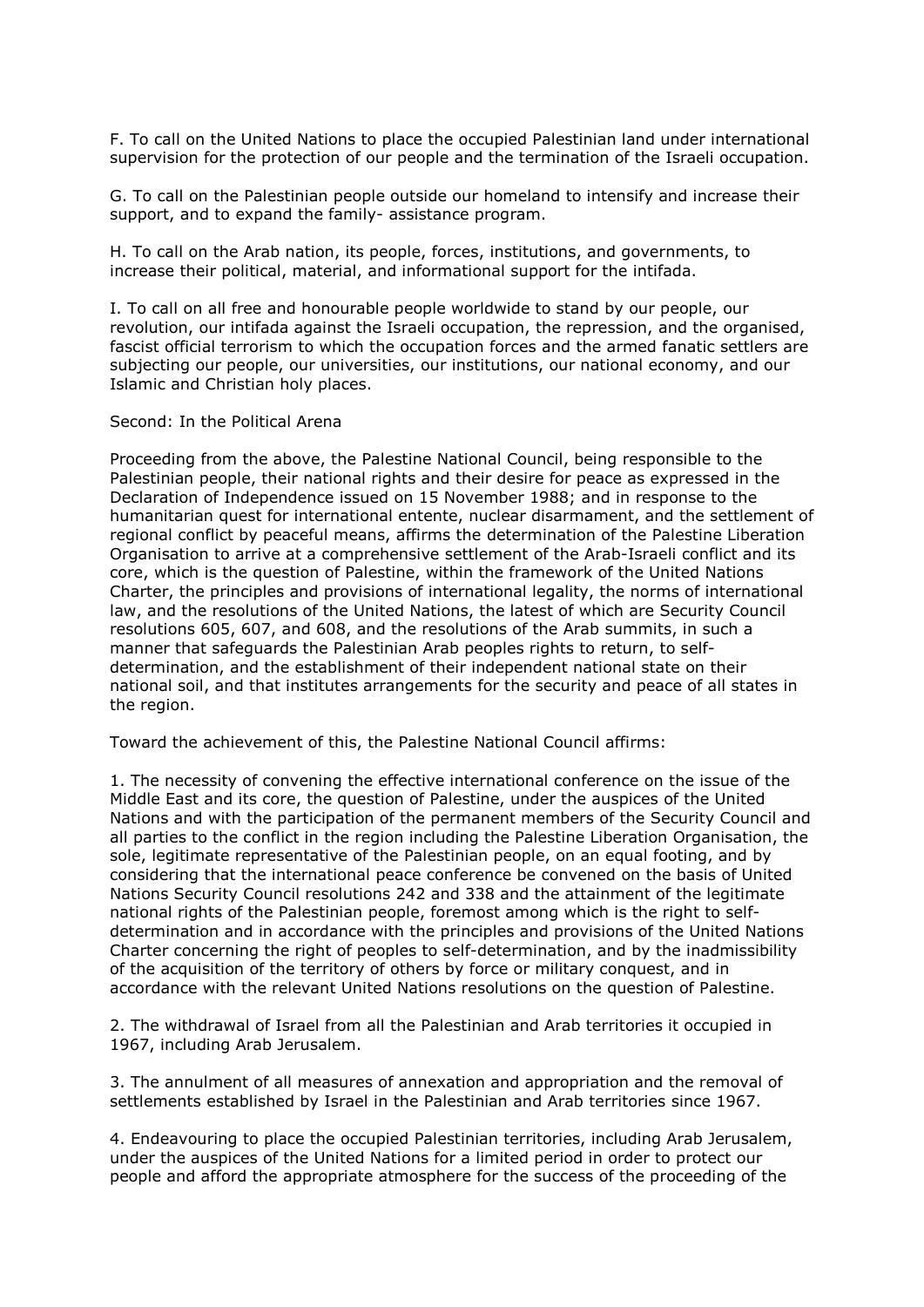F. To call on the United Nations to place the occupied Palestinian land under international supervision for the protection of our people and the termination of the Israeli occupation.

G. To call on the Palestinian people outside our homeland to intensify and increase their support, and to expand the family- assistance program.

H. To call on the Arab nation, its people, forces, institutions, and governments, to increase their political, material, and informational support for the intifada.

I. To call on all free and honourable people worldwide to stand by our people, our revolution, our intifada against the Israeli occupation, the repression, and the organised, fascist official terrorism to which the occupation forces and the armed fanatic settlers are subjecting our people, our universities, our institutions, our national economy, and our Islamic and Christian holy places.

Second: In the Political Arena

Proceeding from the above, the Palestine National Council, being responsible to the Palestinian people, their national rights and their desire for peace as expressed in the Declaration of Independence issued on 15 November 1988; and in response to the humanitarian quest for international entente, nuclear disarmament, and the settlement of regional conflict by peaceful means, affirms the determination of the Palestine Liberation Organisation to arrive at a comprehensive settlement of the Arab-Israeli conflict and its core, which is the question of Palestine, within the framework of the United Nations Charter, the principles and provisions of international legality, the norms of international law, and the resolutions of the United Nations, the latest of which are Security Council resolutions 605, 607, and 608, and the resolutions of the Arab summits, in such a manner that safeguards the Palestinian Arab peoples rights to return, to self-determination, and the establishment of their independent national state on their national soil, and that institutes arrangements for the security and peace of all states in the region.

Toward the achievement of this, the Palestine National Council affirms:

1. The necessity of convening the effective international conference on the issue of the Middle East and its core, the question of Palestine, under the auspices of the United Nations and with the participation of the permanent members of the Security Council and all parties to the conflict in the region including the Palestine Liberation Organisation, the sole, legitimate representative of the Palestinian people, on an equal footing, and by considering that the international peace conference be convened on the basis of United Nations Security Council resolutions 242 and 338 and the attainment of the legitimate national rights of the Palestinian people, foremost among which is the right to self-determination and in accordance with the principles and provisions of the United Nations Charter concerning the right of peoples to self-determination, and by the inadmissibility of the acquisition of the territory of others by force or military conquest, and in accordance with the relevant United Nations resolutions on the question of Palestine.

2. The withdrawal of Israel from all the Palestinian and Arab territories it occupied in 1967, including Arab Jerusalem.

3. The annulment of all measures of annexation and appropriation and the removal of settlements established by Israel in the Palestinian and Arab territories since 1967.

4. Endeavouring to place the occupied Palestinian territories, including Arab Jerusalem, under the auspices of the United Nations for a limited period in order to protect our people and afford the appropriate atmosphere for the success of the proceeding of the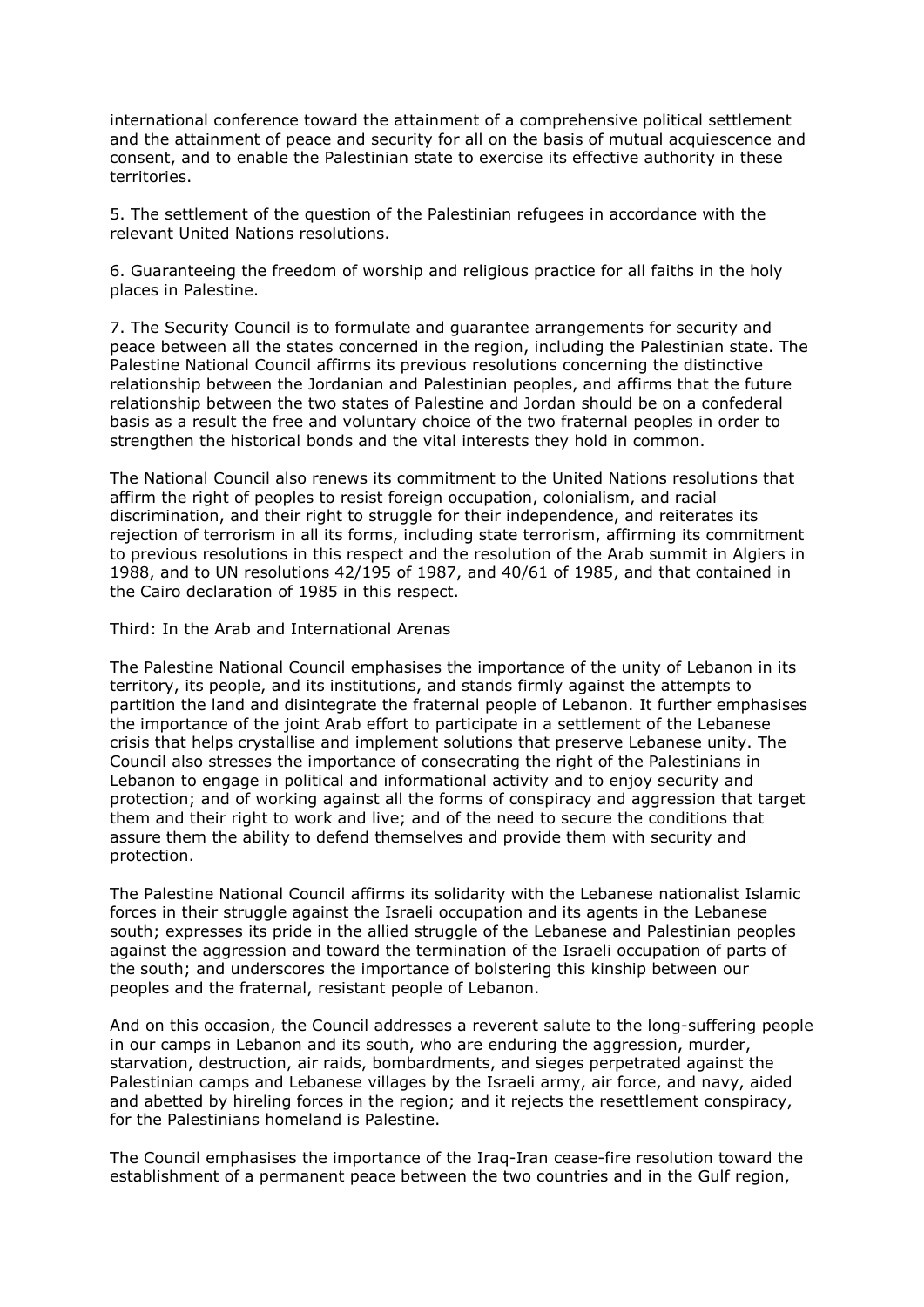international conference toward the attainment of a comprehensive political settlement and the attainment of peace and security for all on the basis of mutual acquiescence and consent, and to enable the Palestinian state to exercise its effective authority in these territories.

5. The settlement of the question of the Palestinian refugees in accordance with the relevant United Nations resolutions.

6. Guaranteeing the freedom of worship and religious practice for all faiths in the holy places in Palestine.

7. The Security Council is to formulate and guarantee arrangements for security and peace between all the states concerned in the region, including the Palestinian state. The Palestine National Council affirms its previous resolutions concerning the distinctive relationship between the Jordanian and Palestinian peoples, and affirms that the future relationship between the two states of Palestine and Jordan should be on a confederal basis as a result the free and voluntary choice of the two fraternal peoples in order to strengthen the historical bonds and the vital interests they hold in common.

The National Council also renews its commitment to the United Nations resolutions that affirm the right of peoples to resist foreign occupation, colonialism, and racial discrimination, and their right to struggle for their independence, and reiterates its rejection of terrorism in all its forms, including state terrorism, affirming its commitment to previous resolutions in this respect and the resolution of the Arab summit in Algiers in 1988, and to UN resolutions 42/195 of 1987, and 40/61 of 1985, and that contained in the Cairo declaration of 1985 in this respect.

Third: In the Arab and International Arenas

The Palestine National Council emphasises the importance of the unity of Lebanon in its territory, its people, and its institutions, and stands firmly against the attempts to partition the land and disintegrate the fraternal people of Lebanon. It further emphasises the importance of the joint Arab effort to participate in a settlement of the Lebanese crisis that helps crystallise and implement solutions that preserve Lebanese unity. The Council also stresses the importance of consecrating the right of the Palestinians in Lebanon to engage in political and informational activity and to enjoy security and protection; and of working against all the forms of conspiracy and aggression that target them and their right to work and live; and of the need to secure the conditions that assure them the ability to defend themselves and provide them with security and protection.

The Palestine National Council affirms its solidarity with the Lebanese nationalist Islamic forces in their struggle against the Israeli occupation and its agents in the Lebanese south; expresses its pride in the allied struggle of the Lebanese and Palestinian peoples against the aggression and toward the termination of the Israeli occupation of parts of the south; and underscores the importance of bolstering this kinship between our peoples and the fraternal, resistant people of Lebanon.

And on this occasion, the Council addresses a reverent salute to the long-suffering people in our camps in Lebanon and its south, who are enduring the aggression, murder, starvation, destruction, air raids, bombardments, and sieges perpetrated against the Palestinian camps and Lebanese villages by the Israeli army, air force, and navy, aided and abetted by hireling forces in the region; and it rejects the resettlement conspiracy, for the Palestinians homeland is Palestine.

The Council emphasises the importance of the Iraq-Iran cease-fire resolution toward the establishment of a permanent peace between the two countries and in the Gulf region,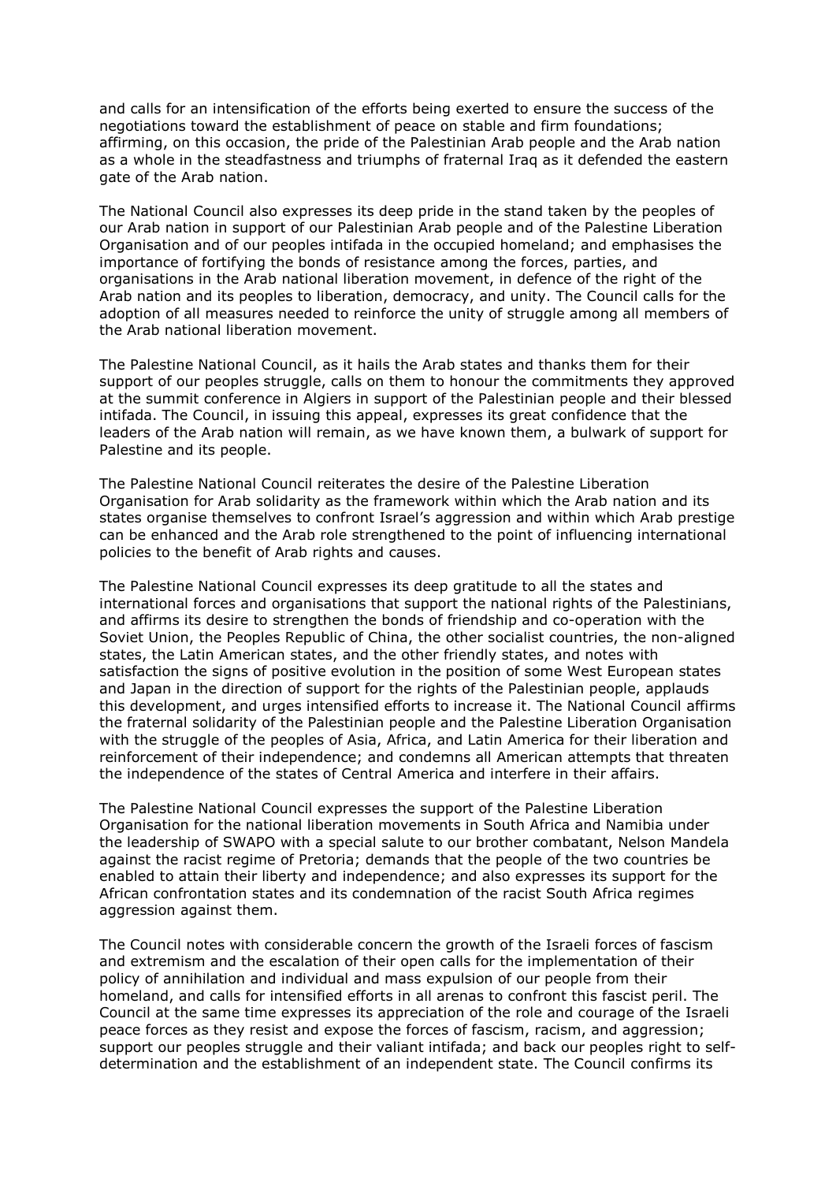and calls for an intensification of the efforts being exerted to ensure the success of the negotiations toward the establishment of peace on stable and firm foundations; affirming, on this occasion, the pride of the Palestinian Arab people and the Arab nation as a whole in the steadfastness and triumphs of fraternal Iraq as it defended the eastern gate of the Arab nation.

The National Council also expresses its deep pride in the stand taken by the peoples of our Arab nation in support of our Palestinian Arab people and of the Palestine Liberation Organisation and of our peoples intifada in the occupied homeland; and emphasises the importance of fortifying the bonds of resistance among the forces, parties, and organisations in the Arab national liberation movement, in defence of the right of the Arab nation and its peoples to liberation, democracy, and unity. The Council calls for the adoption of all measures needed to reinforce the unity of struggle among all members of the Arab national liberation movement.

The Palestine National Council, as it hails the Arab states and thanks them for their support of our peoples struggle, calls on them to honour the commitments they approved at the summit conference in Algiers in support of the Palestinian people and their blessed intifada. The Council, in issuing this appeal, expresses its great confidence that the leaders of the Arab nation will remain, as we have known them, a bulwark of support for Palestine and its people.

The Palestine National Council reiterates the desire of the Palestine Liberation Organisation for Arab solidarity as the framework within which the Arab nation and its states organise themselves to confront Israel's aggression and within which Arab prestige can be enhanced and the Arab role strengthened to the point of influencing international policies to the benefit of Arab rights and causes.

The Palestine National Council expresses its deep gratitude to all the states and international forces and organisations that support the national rights of the Palestinians, and affirms its desire to strengthen the bonds of friendship and co-operation with the Soviet Union, the Peoples Republic of China, the other socialist countries, the non-aligned states, the Latin American states, and the other friendly states, and notes with satisfaction the signs of positive evolution in the position of some West European states and Japan in the direction of support for the rights of the Palestinian people, applauds this development, and urges intensified efforts to increase it. The National Council affirms the fraternal solidarity of the Palestinian people and the Palestine Liberation Organisation with the struggle of the peoples of Asia, Africa, and Latin America for their liberation and reinforcement of their independence; and condemns all American attempts that threaten the independence of the states of Central America and interfere in their affairs.

The Palestine National Council expresses the support of the Palestine Liberation Organisation for the national liberation movements in South Africa and Namibia under the leadership of SWAPO with a special salute to our brother combatant, Nelson Mandela against the racist regime of Pretoria; demands that the people of the two countries be enabled to attain their liberty and independence; and also expresses its support for the African confrontation states and its condemnation of the racist South Africa regimes aggression against them.

The Council notes with considerable concern the growth of the Israeli forces of fascism and extremism and the escalation of their open calls for the implementation of their policy of annihilation and individual and mass expulsion of our people from their homeland, and calls for intensified efforts in all arenas to confront this fascist peril. The Council at the same time expresses its appreciation of the role and courage of the Israeli peace forces as they resist and expose the forces of fascism, racism, and aggression; support our peoples struggle and their valiant intifada; and back our peoples right to self-determination and the establishment of an independent state. The Council confirms its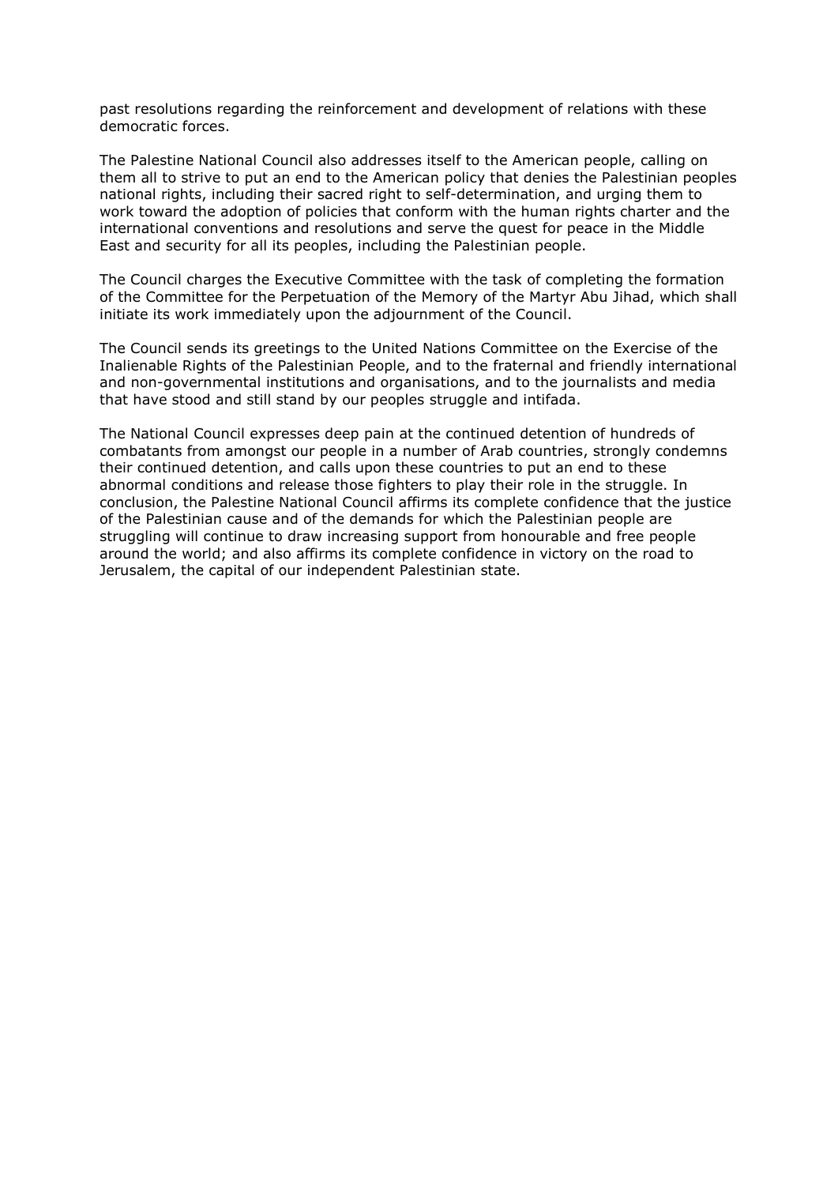past resolutions regarding the reinforcement and development of relations with these democratic forces.

The Palestine National Council also addresses itself to the American people, calling on them all to strive to put an end to the American policy that denies the Palestinian peoples national rights, including their sacred right to self-determination, and urging them to work toward the adoption of policies that conform with the human rights charter and the international conventions and resolutions and serve the quest for peace in the Middle East and security for all its peoples, including the Palestinian people.

The Council charges the Executive Committee with the task of completing the formation of the Committee for the Perpetuation of the Memory of the Martyr Abu Jihad, which shall initiate its work immediately upon the adjournment of the Council.

The Council sends its greetings to the United Nations Committee on the Exercise of the Inalienable Rights of the Palestinian People, and to the fraternal and friendly international and non-governmental institutions and organisations, and to the journalists and media that have stood and still stand by our peoples struggle and intifada.

The National Council expresses deep pain at the continued detention of hundreds of combatants from amongst our people in a number of Arab countries, strongly condemns their continued detention, and calls upon these countries to put an end to these abnormal conditions and release those fighters to play their role in the struggle. In conclusion, the Palestine National Council affirms its complete confidence that the justice of the Palestinian cause and of the demands for which the Palestinian people are struggling will continue to draw increasing support from honourable and free people around the world; and also affirms its complete confidence in victory on the road to Jerusalem, the capital of our independent Palestinian state.